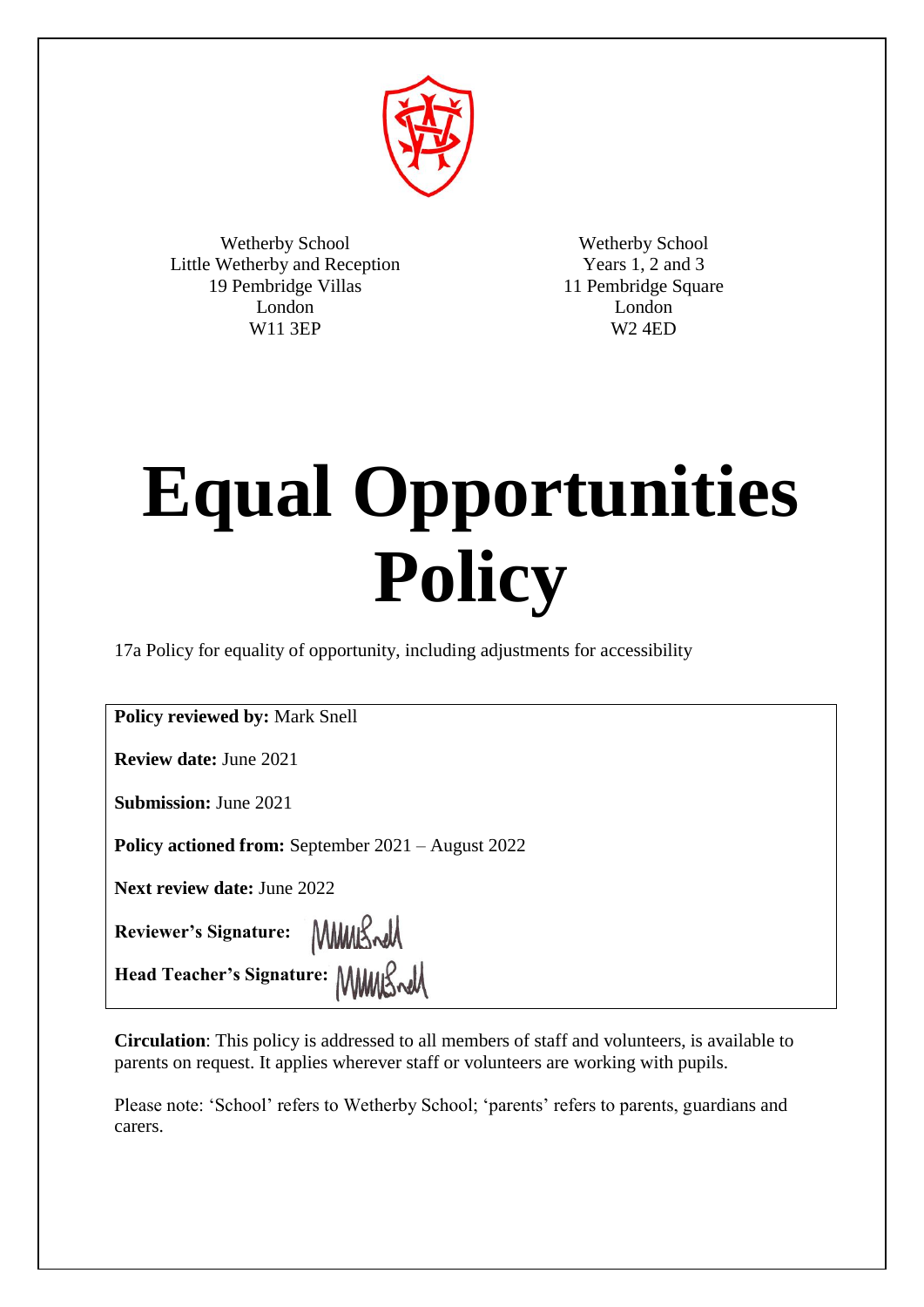Wetherby School
Little Wetherby and Reception
19 Pembridge Villas
London
W11 3EP

Wetherby School
Years 1, 2 and 3
11 Pembridge Square
London
W2 4ED

# Equal Opportunities Policy

17a Policy for equality of opportunity, including adjustments for accessibility

**Policy reviewed by:** Mark Snell

**Review date:** June 2021

**Submission:** June 2021

**Policy actioned from:** September 2021 – August 2022

**Next review date:** June 2022

**Reviewer's Signature:**

**Head Teacher's Signature:**

**Circulation**: This policy is addressed to all members of staff and volunteers, is available to parents on request. It applies wherever staff or volunteers are working with pupils.

Please note: 'School' refers to Wetherby School; 'parents' refers to parents, guardians and carers.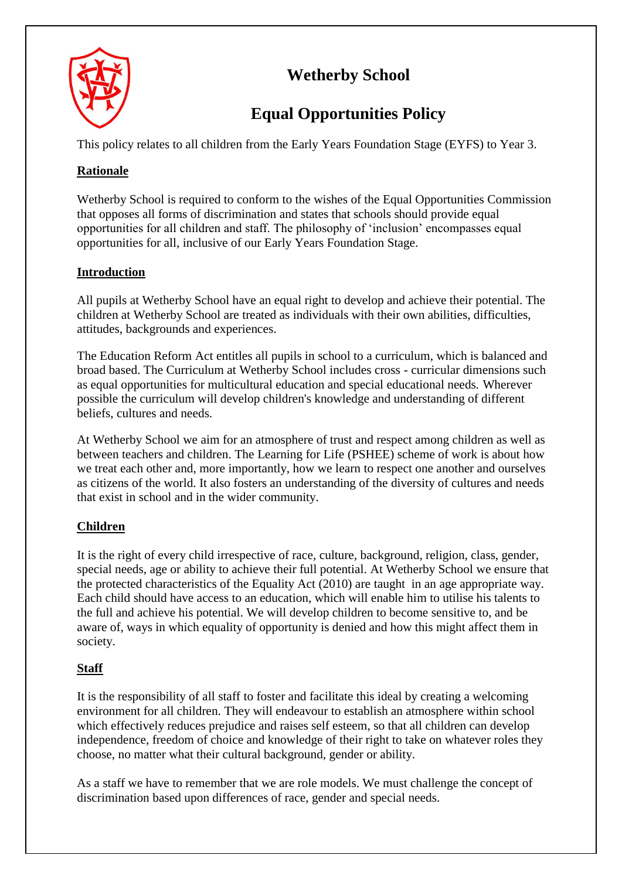# Wetherby School

# Equal Opportunities Policy

This policy relates to all children from the Early Years Foundation Stage (EYFS) to Year 3.

## Rationale

Wetherby School is required to conform to the wishes of the Equal Opportunities Commission that opposes all forms of discrimination and states that schools should provide equal opportunities for all children and staff. The philosophy of 'inclusion' encompasses equal opportunities for all, inclusive of our Early Years Foundation Stage.

## Introduction

All pupils at Wetherby School have an equal right to develop and achieve their potential. The children at Wetherby School are treated as individuals with their own abilities, difficulties, attitudes, backgrounds and experiences.

The Education Reform Act entitles all pupils in school to a curriculum, which is balanced and broad based. The Curriculum at Wetherby School includes cross - curricular dimensions such as equal opportunities for multicultural education and special educational needs. Wherever possible the curriculum will develop children's knowledge and understanding of different beliefs, cultures and needs.

At Wetherby School we aim for an atmosphere of trust and respect among children as well as between teachers and children. The Learning for Life (PSHEE) scheme of work is about how we treat each other and, more importantly, how we learn to respect one another and ourselves as citizens of the world. It also fosters an understanding of the diversity of cultures and needs that exist in school and in the wider community.

## Children

It is the right of every child irrespective of race, culture, background, religion, class, gender, special needs, age or ability to achieve their full potential. At Wetherby School we ensure that the protected characteristics of the Equality Act (2010) are taught in an age appropriate way. Each child should have access to an education, which will enable him to utilise his talents to the full and achieve his potential. We will develop children to become sensitive to, and be aware of, ways in which equality of opportunity is denied and how this might affect them in society.

## Staff

It is the responsibility of all staff to foster and facilitate this ideal by creating a welcoming environment for all children. They will endeavour to establish an atmosphere within school which effectively reduces prejudice and raises self esteem, so that all children can develop independence, freedom of choice and knowledge of their right to take on whatever roles they choose, no matter what their cultural background, gender or ability.

As a staff we have to remember that we are role models. We must challenge the concept of discrimination based upon differences of race, gender and special needs.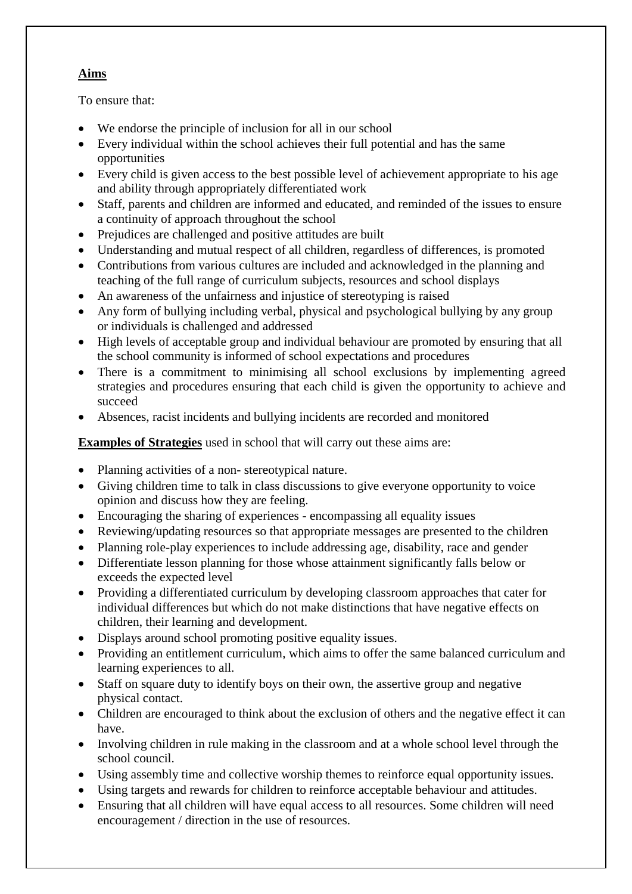**Aims**

To ensure that:

- We endorse the principle of inclusion for all in our school
- Every individual within the school achieves their full potential and has the same opportunities
- Every child is given access to the best possible level of achievement appropriate to his age and ability through appropriately differentiated work
- Staff, parents and children are informed and educated, and reminded of the issues to ensure a continuity of approach throughout the school
- Prejudices are challenged and positive attitudes are built
- Understanding and mutual respect of all children, regardless of differences, is promoted
- Contributions from various cultures are included and acknowledged in the planning and teaching of the full range of curriculum subjects, resources and school displays
- An awareness of the unfairness and injustice of stereotyping is raised
- Any form of bullying including verbal, physical and psychological bullying by any group or individuals is challenged and addressed
- High levels of acceptable group and individual behaviour are promoted by ensuring that all the school community is informed of school expectations and procedures
- There is a commitment to minimising all school exclusions by implementing agreed strategies and procedures ensuring that each child is given the opportunity to achieve and succeed
- Absences, racist incidents and bullying incidents are recorded and monitored

**Examples of Strategies** used in school that will carry out these aims are:

- Planning activities of a non- stereotypical nature.
- Giving children time to talk in class discussions to give everyone opportunity to voice opinion and discuss how they are feeling.
- Encouraging the sharing of experiences - encompassing all equality issues
- Reviewing/updating resources so that appropriate messages are presented to the children
- Planning role-play experiences to include addressing age, disability, race and gender
- Differentiate lesson planning for those whose attainment significantly falls below or exceeds the expected level
- Providing a differentiated curriculum by developing classroom approaches that cater for individual differences but which do not make distinctions that have negative effects on children, their learning and development.
- Displays around school promoting positive equality issues.
- Providing an entitlement curriculum, which aims to offer the same balanced curriculum and learning experiences to all.
- Staff on square duty to identify boys on their own, the assertive group and negative physical contact.
- Children are encouraged to think about the exclusion of others and the negative effect it can have.
- Involving children in rule making in the classroom and at a whole school level through the school council.
- Using assembly time and collective worship themes to reinforce equal opportunity issues.
- Using targets and rewards for children to reinforce acceptable behaviour and attitudes.
- Ensuring that all children will have equal access to all resources. Some children will need encouragement / direction in the use of resources.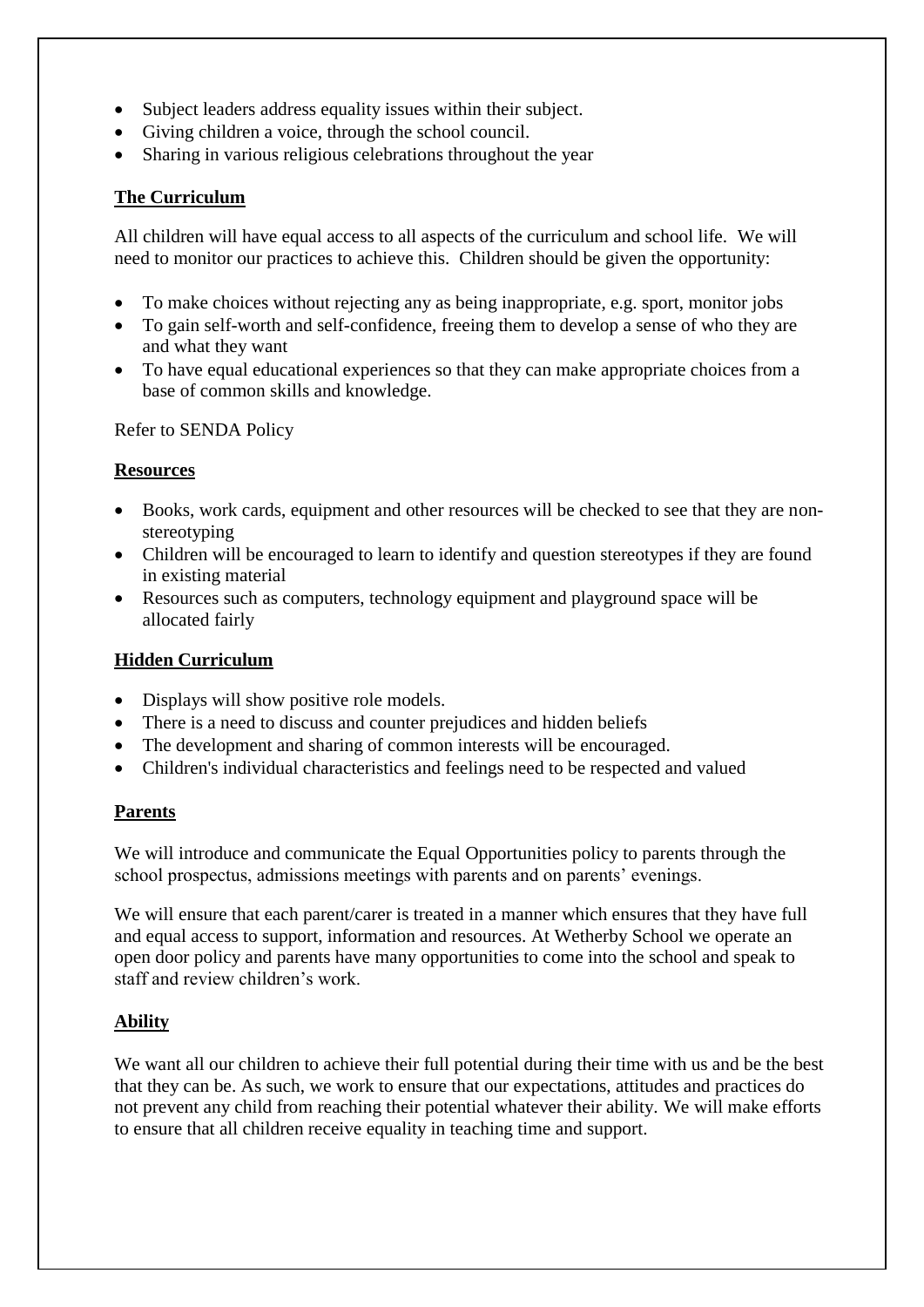- Subject leaders address equality issues within their subject.
- Giving children a voice, through the school council.
- Sharing in various religious celebrations throughout the year

## The Curriculum

All children will have equal access to all aspects of the curriculum and school life. We will need to monitor our practices to achieve this. Children should be given the opportunity:

- To make choices without rejecting any as being inappropriate, e.g. sport, monitor jobs
- To gain self-worth and self-confidence, freeing them to develop a sense of who they are and what they want
- To have equal educational experiences so that they can make appropriate choices from a base of common skills and knowledge.

Refer to SENDA Policy

## Resources

- Books, work cards, equipment and other resources will be checked to see that they are non-stereotyping
- Children will be encouraged to learn to identify and question stereotypes if they are found in existing material
- Resources such as computers, technology equipment and playground space will be allocated fairly

## Hidden Curriculum

- Displays will show positive role models.
- There is a need to discuss and counter prejudices and hidden beliefs
- The development and sharing of common interests will be encouraged.
- Children's individual characteristics and feelings need to be respected and valued

## Parents

We will introduce and communicate the Equal Opportunities policy to parents through the school prospectus, admissions meetings with parents and on parents' evenings.

We will ensure that each parent/carer is treated in a manner which ensures that they have full and equal access to support, information and resources. At Wetherby School we operate an open door policy and parents have many opportunities to come into the school and speak to staff and review children's work.

## Ability

We want all our children to achieve their full potential during their time with us and be the best that they can be. As such, we work to ensure that our expectations, attitudes and practices do not prevent any child from reaching their potential whatever their ability. We will make efforts to ensure that all children receive equality in teaching time and support.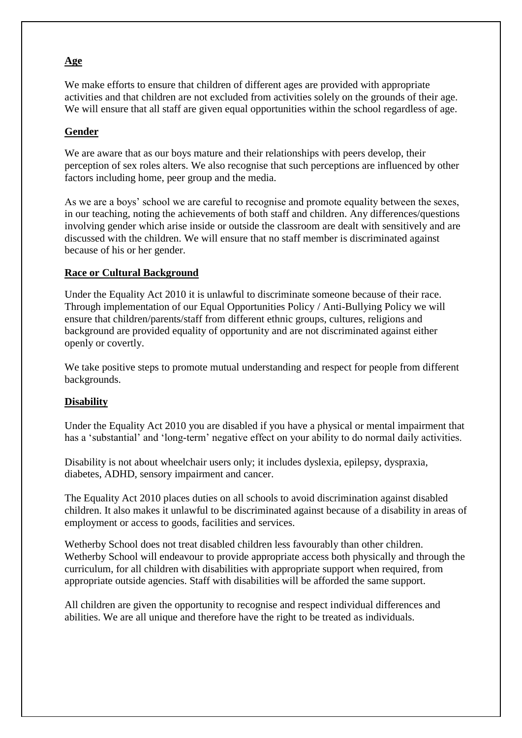**Age**

We make efforts to ensure that children of different ages are provided with appropriate activities and that children are not excluded from activities solely on the grounds of their age. We will ensure that all staff are given equal opportunities within the school regardless of age.

**Gender**

We are aware that as our boys mature and their relationships with peers develop, their perception of sex roles alters. We also recognise that such perceptions are influenced by other factors including home, peer group and the media.

As we are a boys' school we are careful to recognise and promote equality between the sexes, in our teaching, noting the achievements of both staff and children. Any differences/questions involving gender which arise inside or outside the classroom are dealt with sensitively and are discussed with the children. We will ensure that no staff member is discriminated against because of his or her gender.

**Race or Cultural Background**

Under the Equality Act 2010 it is unlawful to discriminate someone because of their race. Through implementation of our Equal Opportunities Policy / Anti-Bullying Policy we will ensure that children/parents/staff from different ethnic groups, cultures, religions and background are provided equality of opportunity and are not discriminated against either openly or covertly.

We take positive steps to promote mutual understanding and respect for people from different backgrounds.

**Disability**

Under the Equality Act 2010 you are disabled if you have a physical or mental impairment that has a 'substantial' and 'long-term' negative effect on your ability to do normal daily activities.

Disability is not about wheelchair users only; it includes dyslexia, epilepsy, dyspraxia, diabetes, ADHD, sensory impairment and cancer.

The Equality Act 2010 places duties on all schools to avoid discrimination against disabled children. It also makes it unlawful to be discriminated against because of a disability in areas of employment or access to goods, facilities and services.

Wetherby School does not treat disabled children less favourably than other children. Wetherby School will endeavour to provide appropriate access both physically and through the curriculum, for all children with disabilities with appropriate support when required, from appropriate outside agencies. Staff with disabilities will be afforded the same support.

All children are given the opportunity to recognise and respect individual differences and abilities. We are all unique and therefore have the right to be treated as individuals.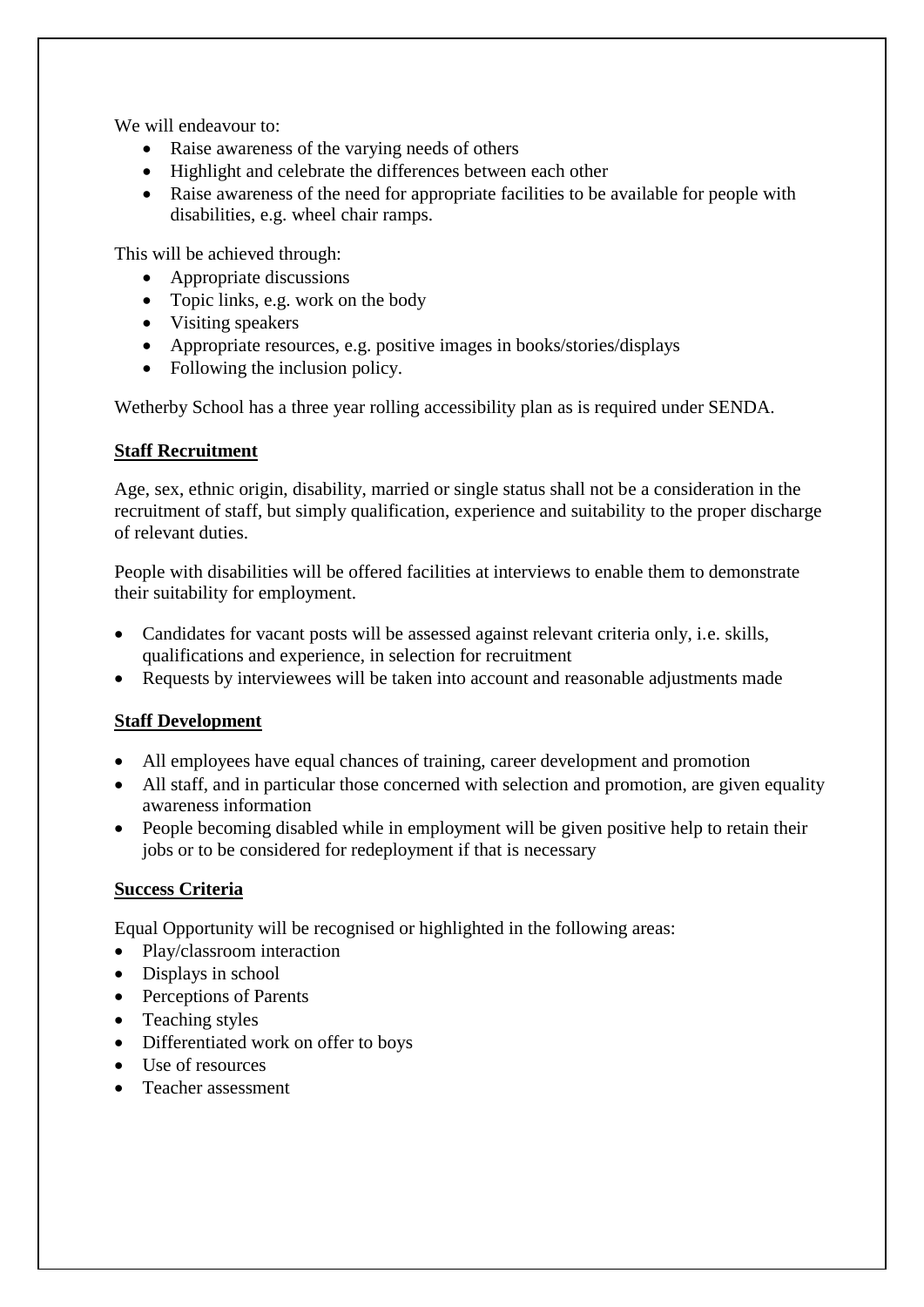We will endeavour to:

- Raise awareness of the varying needs of others
- Highlight and celebrate the differences between each other
- Raise awareness of the need for appropriate facilities to be available for people with disabilities, e.g. wheel chair ramps.

This will be achieved through:

- Appropriate discussions
- Topic links, e.g. work on the body
- Visiting speakers
- Appropriate resources, e.g. positive images in books/stories/displays
- Following the inclusion policy.

Wetherby School has a three year rolling accessibility plan as is required under SENDA.

**Staff Recruitment**

Age, sex, ethnic origin, disability, married or single status shall not be a consideration in the recruitment of staff, but simply qualification, experience and suitability to the proper discharge of relevant duties.

People with disabilities will be offered facilities at interviews to enable them to demonstrate their suitability for employment.

- Candidates for vacant posts will be assessed against relevant criteria only, i.e. skills, qualifications and experience, in selection for recruitment
- Requests by interviewees will be taken into account and reasonable adjustments made

**Staff Development**

- All employees have equal chances of training, career development and promotion
- All staff, and in particular those concerned with selection and promotion, are given equality awareness information
- People becoming disabled while in employment will be given positive help to retain their jobs or to be considered for redeployment if that is necessary

**Success Criteria**

Equal Opportunity will be recognised or highlighted in the following areas:

- Play/classroom interaction
- Displays in school
- Perceptions of Parents
- Teaching styles
- Differentiated work on offer to boys
- Use of resources
- Teacher assessment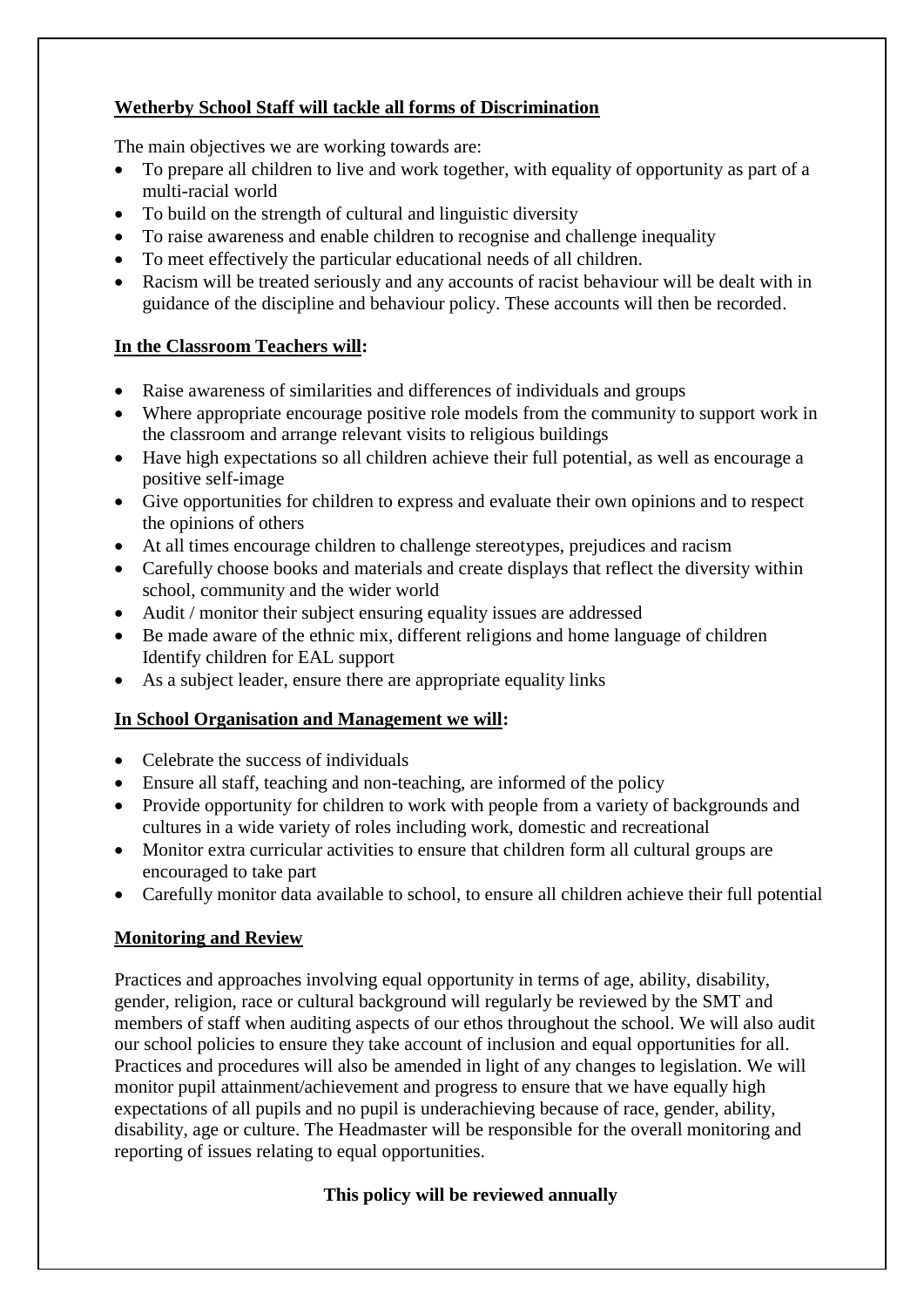**Wetherby School Staff will tackle all forms of Discrimination**

The main objectives we are working towards are:

- To prepare all children to live and work together, with equality of opportunity as part of a multi-racial world
- To build on the strength of cultural and linguistic diversity
- To raise awareness and enable children to recognise and challenge inequality
- To meet effectively the particular educational needs of all children.
- Racism will be treated seriously and any accounts of racist behaviour will be dealt with in guidance of the discipline and behaviour policy. These accounts will then be recorded.

**In the Classroom Teachers will:**

- Raise awareness of similarities and differences of individuals and groups
- Where appropriate encourage positive role models from the community to support work in the classroom and arrange relevant visits to religious buildings
- Have high expectations so all children achieve their full potential, as well as encourage a positive self-image
- Give opportunities for children to express and evaluate their own opinions and to respect the opinions of others
- At all times encourage children to challenge stereotypes, prejudices and racism
- Carefully choose books and materials and create displays that reflect the diversity within school, community and the wider world
- Audit / monitor their subject ensuring equality issues are addressed
- Be made aware of the ethnic mix, different religions and home language of children Identify children for EAL support
- As a subject leader, ensure there are appropriate equality links

**In School Organisation and Management we will:**

- Celebrate the success of individuals
- Ensure all staff, teaching and non-teaching, are informed of the policy
- Provide opportunity for children to work with people from a variety of backgrounds and cultures in a wide variety of roles including work, domestic and recreational
- Monitor extra curricular activities to ensure that children form all cultural groups are encouraged to take part
- Carefully monitor data available to school, to ensure all children achieve their full potential

**Monitoring and Review**

Practices and approaches involving equal opportunity in terms of age, ability, disability, gender, religion, race or cultural background will regularly be reviewed by the SMT and members of staff when auditing aspects of our ethos throughout the school. We will also audit our school policies to ensure they take account of inclusion and equal opportunities for all. Practices and procedures will also be amended in light of any changes to legislation. We will monitor pupil attainment/achievement and progress to ensure that we have equally high expectations of all pupils and no pupil is underachieving because of race, gender, ability, disability, age or culture. The Headmaster will be responsible for the overall monitoring and reporting of issues relating to equal opportunities.

**This policy will be reviewed annually**